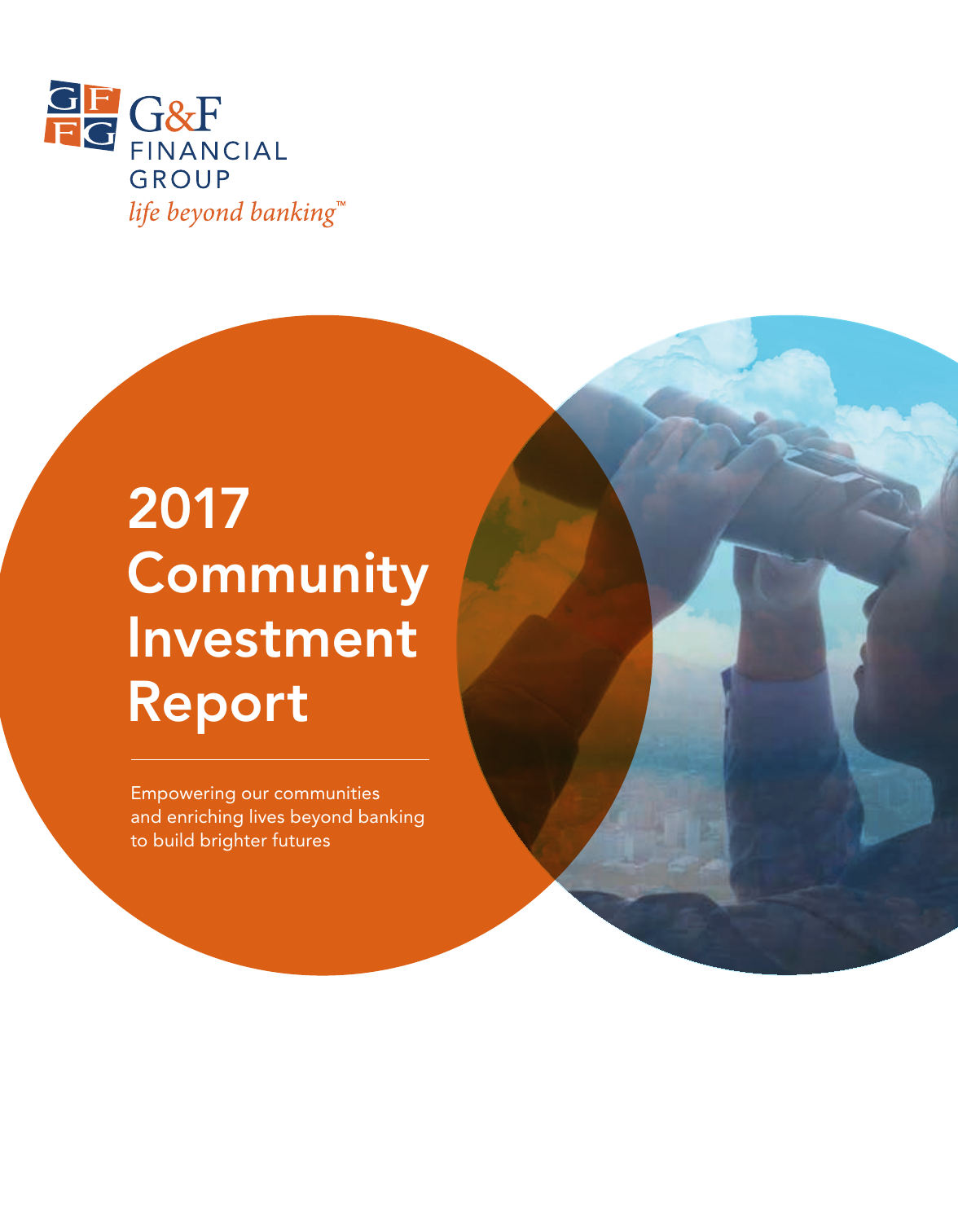G&F FINANCIAL GROUP

*life beyond banking*™

# 2017 Community Investment Report

Empowering our communities and enriching lives beyond banking to build brighter futures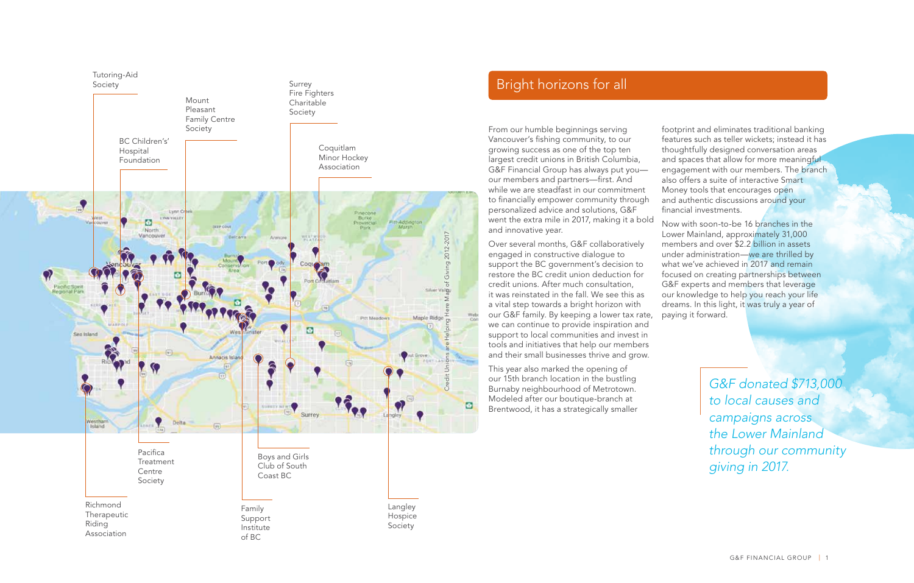Tutoring-Aid Society

Mount Pleasant Family Centre Society

Surrey Fire Fighters Charitable Society

BC Children's' Hospital Foundation

Coquitlam Minor Hockey Association

Credit Unions are Helping Here Map of Giving 2012-2017

Pacifica Treatment Centre Society

Boys and Girls Club of South Coast BC

Richmond Therapeutic Riding Association

Family Support Institute of BC

Langley Hospice Society

## Bright horizons for all

From our humble beginnings serving Vancouver's fishing community, to our growing success as one of the top ten largest credit unions in British Columbia, G&F Financial Group has always put you—our members and partners—first. And while we are steadfast in our commitment to financially empower community through personalized advice and solutions, G&F went the extra mile in 2017, making it a bold and innovative year.

Over several months, G&F collaboratively engaged in constructive dialogue to support the BC government's decision to restore the BC credit union deduction for credit unions. After much consultation, it was reinstated in the fall. We see this as a vital step towards a bright horizon with our G&F family. By keeping a lower tax rate, we can continue to provide inspiration and support to local communities and invest in tools and initiatives that help our members and their small businesses thrive and grow.

This year also marked the opening of our 15th branch location in the bustling Burnaby neighbourhood of Metrotown. Modeled after our boutique-branch at Brentwood, it has a strategically smaller footprint and eliminates traditional banking features such as teller wickets; instead it has thoughtfully designed conversation areas and spaces that allow for more meaningful engagement with our members. The branch also offers a suite of interactive Smart Money tools that encourages open and authentic discussions around your financial investments.

Now with soon-to-be 16 branches in the Lower Mainland, approximately 31,000 members and over $2.2 billion in assets under administration—we are thrilled by what we've achieved in 2017 and remain focused on creating partnerships between G&F experts and members that leverage our knowledge to help you reach your life dreams. In this light, it was truly a year of paying it forward.

*G&F donated $713,000 to local causes and campaigns across the Lower Mainland through our community giving in 2017.*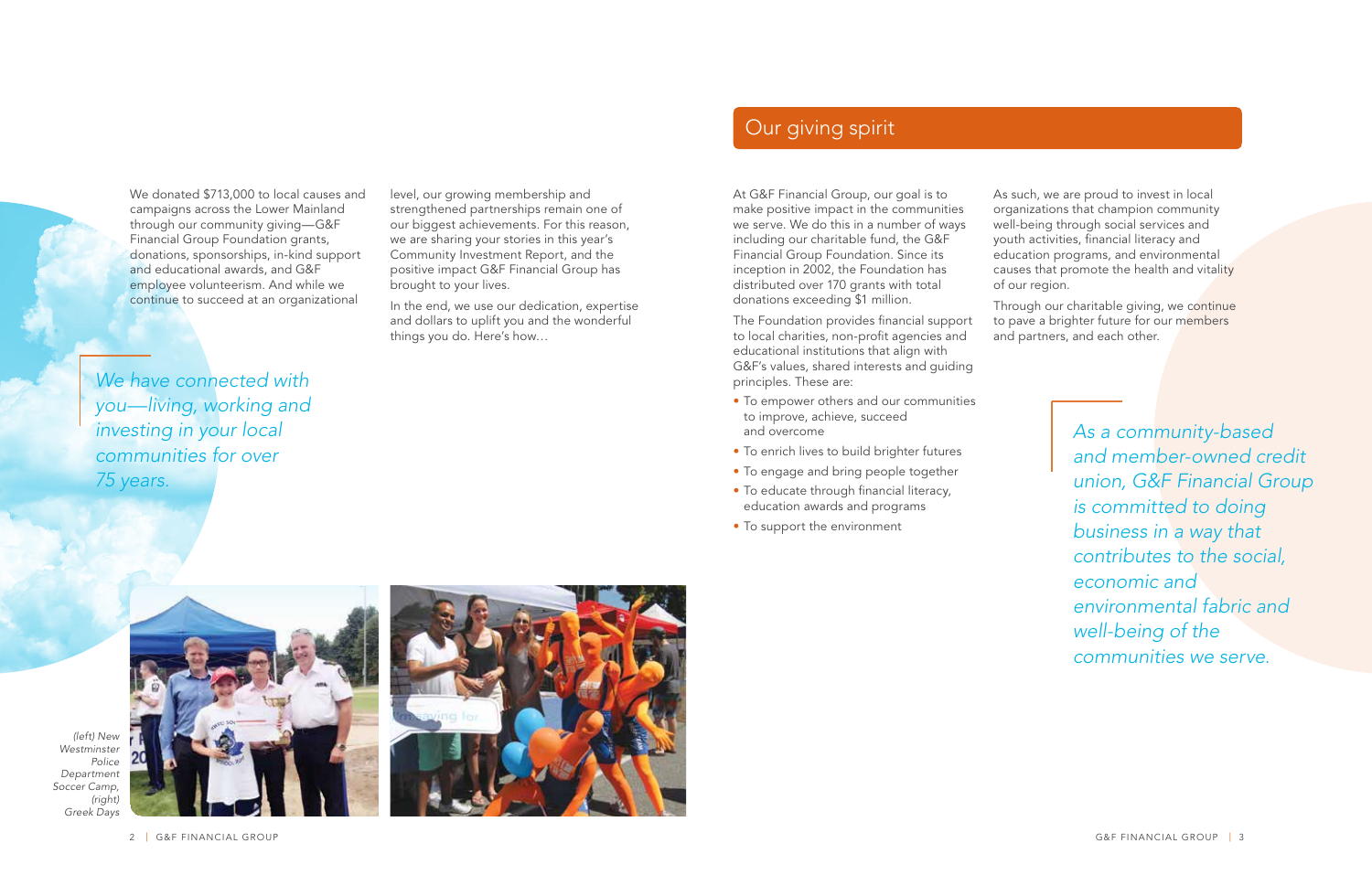We donated $713,000 to local causes and campaigns across the Lower Mainland through our community giving—G&F Financial Group Foundation grants, donations, sponsorships, in-kind support and educational awards, and G&F employee volunteerism. And while we continue to succeed at an organizational level, our growing membership and strengthened partnerships remain one of our biggest achievements. For this reason, we are sharing your stories in this year's Community Investment Report, and the positive impact G&F Financial Group has brought to your lives.

In the end, we use our dedication, expertise and dollars to uplift you and the wonderful things you do. Here's how…

*We have connected with you—living, working and investing in your local communities for over 75 years.*

(left) New Westminster Police Department Soccer Camp, (right) Greek Days

## Our giving spirit

At G&F Financial Group, our goal is to make positive impact in the communities we serve. We do this in a number of ways including our charitable fund, the G&F Financial Group Foundation. Since its inception in 2002, the Foundation has distributed over 170 grants with total donations exceeding $1 million.

The Foundation provides financial support to local charities, non-profit agencies and educational institutions that align with G&F's values, shared interests and guiding principles. These are:

- To empower others and our communities to improve, achieve, succeed and overcome
- To enrich lives to build brighter futures
- To engage and bring people together
- To educate through financial literacy, education awards and programs
- To support the environment

As such, we are proud to invest in local organizations that champion community well-being through social services and youth activities, financial literacy and education programs, and environmental causes that promote the health and vitality of our region.

Through our charitable giving, we continue to pave a brighter future for our members and partners, and each other.

*As a community-based and member-owned credit union, G&F Financial Group is committed to doing business in a way that contributes to the social, economic and environmental fabric and well-being of the communities we serve.*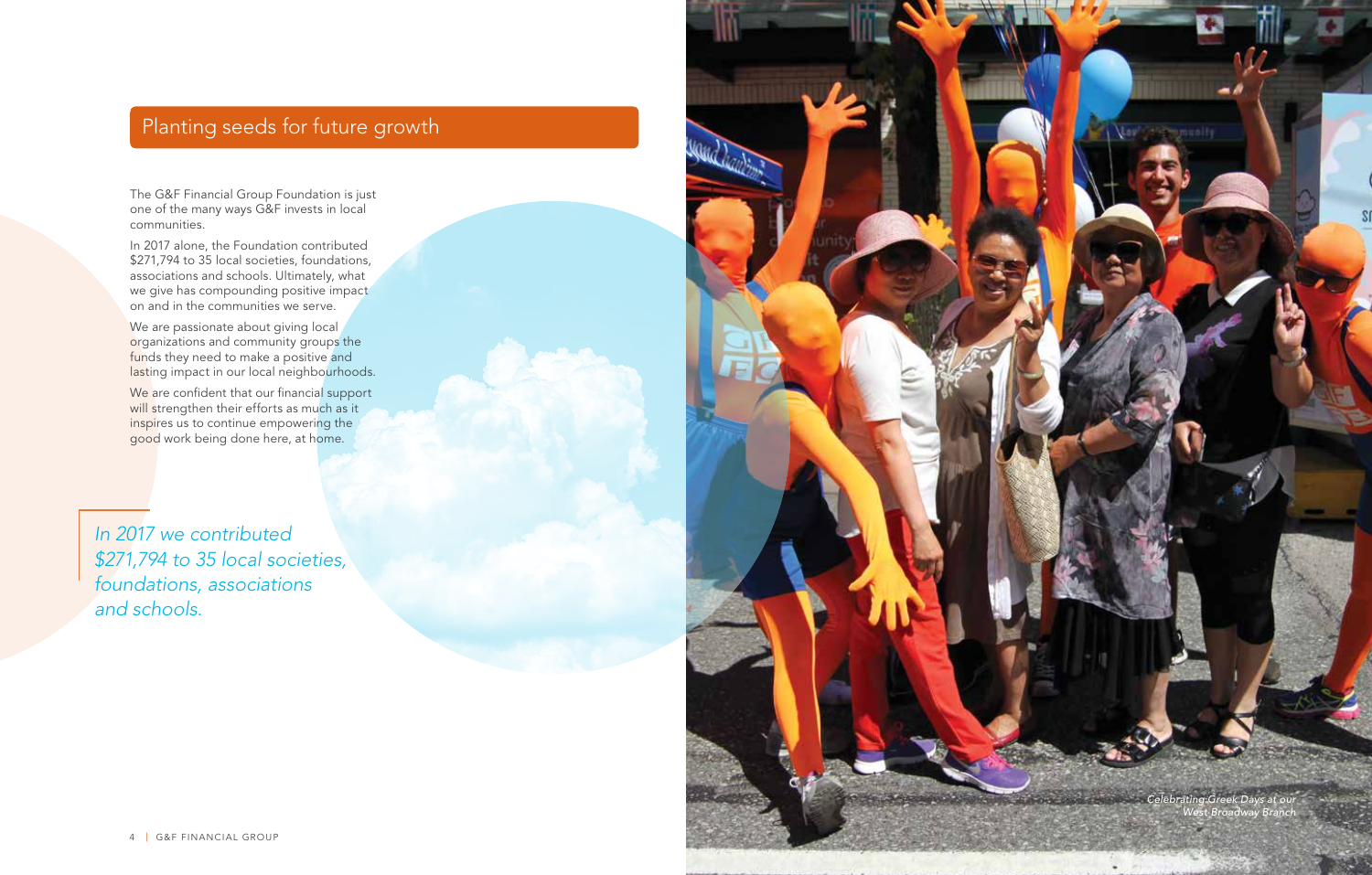## Planting seeds for future growth

The G&F Financial Group Foundation is just one of the many ways G&F invests in local communities.

In 2017 alone, the Foundation contributed $271,794 to 35 local societies, foundations, associations and schools. Ultimately, what we give has compounding positive impact on and in the communities we serve.

We are passionate about giving local organizations and community groups the funds they need to make a positive and lasting impact in our local neighbourhoods.

We are confident that our financial support will strengthen their efforts as much as it inspires us to continue empowering the good work being done here, at home.

*In 2017 we contributed $271,794 to 35 local societies, foundations, associations and schools.*

*Celebrating Greek Days at our West Broadway Branch*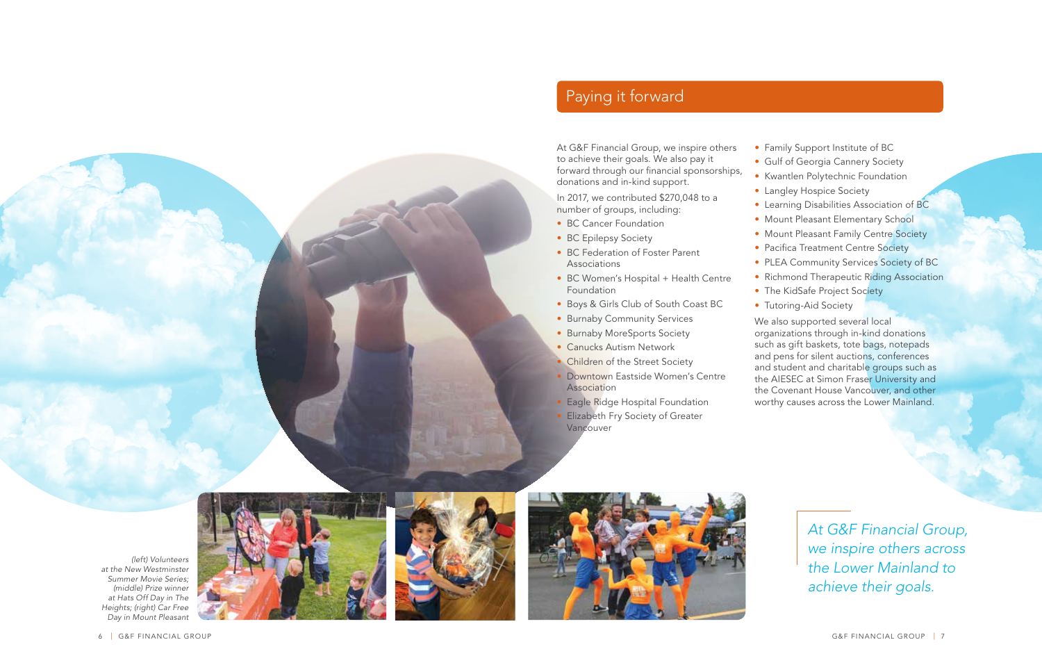## Paying it forward

At G&F Financial Group, we inspire others to achieve their goals. We also pay it forward through our financial sponsorships, donations and in-kind support.

In 2017, we contributed $270,048 to a number of groups, including:

- BC Cancer Foundation
- BC Epilepsy Society
- BC Federation of Foster Parent Associations
- BC Women's Hospital + Health Centre Foundation
- Boys & Girls Club of South Coast BC
- Burnaby Community Services
- Burnaby MoreSports Society
- Canucks Autism Network
- Children of the Street Society
- Downtown Eastside Women's Centre Association
- Eagle Ridge Hospital Foundation
- Elizabeth Fry Society of Greater Vancouver
- Family Support Institute of BC
- Gulf of Georgia Cannery Society
- Kwantlen Polytechnic Foundation
- Langley Hospice Society
- Learning Disabilities Association of BC
- Mount Pleasant Elementary School
- Mount Pleasant Family Centre Society
- Pacifica Treatment Centre Society
- PLEA Community Services Society of BC
- Richmond Therapeutic Riding Association
- The KidSafe Project Society
- Tutoring-Aid Society

We also supported several local organizations through in-kind donations such as gift baskets, tote bags, notepads and pens for silent auctions, conferences and student and charitable groups such as the AIESEC at Simon Fraser University and the Covenant House Vancouver, and other worthy causes across the Lower Mainland.

*(left) Volunteers at the New Westminster Summer Movie Series; (middle) Prize winner at Hats Off Day in The Heights; (right) Car Free Day in Mount Pleasant*

*At G&F Financial Group, we inspire others across the Lower Mainland to achieve their goals.*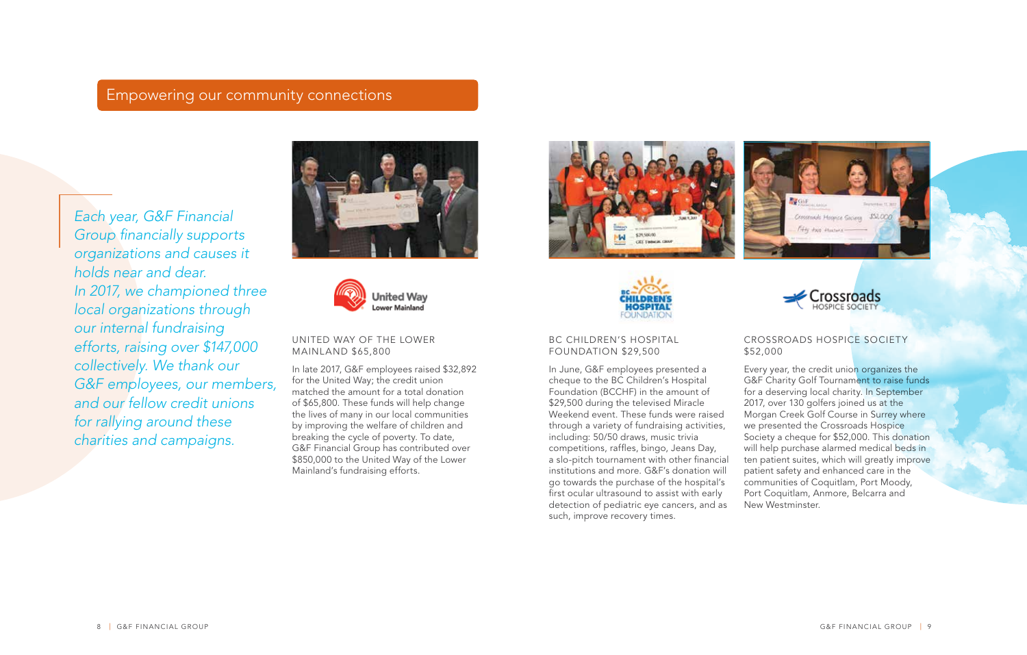## Empowering our community connections

*Each year, G&F Financial Group financially supports organizations and causes it holds near and dear. In 2017, we championed three local organizations through our internal fundraising efforts, raising over $147,000 collectively. We thank our G&F employees, our members, and our fellow credit unions for rallying around these charities and campaigns.*

### UNITED WAY OF THE LOWER MAINLAND $65,800

In late 2017, G&F employees raised $32,892 for the United Way; the credit union matched the amount for a total donation of $65,800. These funds will help change the lives of many in our local communities by improving the welfare of children and breaking the cycle of poverty. To date, G&F Financial Group has contributed over $850,000 to the United Way of the Lower Mainland's fundraising efforts.

### BC CHILDREN'S HOSPITAL FOUNDATION $29,500

In June, G&F employees presented a cheque to the BC Children's Hospital Foundation (BCCHF) in the amount of $29,500 during the televised Miracle Weekend event. These funds were raised through a variety of fundraising activities, including: 50/50 draws, music trivia competitions, raffles, bingo, Jeans Day, a slo-pitch tournament with other financial institutions and more. G&F's donation will go towards the purchase of the hospital's first ocular ultrasound to assist with early detection of pediatric eye cancers, and as such, improve recovery times.

### CROSSROADS HOSPICE SOCIETY $52,000

Every year, the credit union organizes the G&F Charity Golf Tournament to raise funds for a deserving local charity. In September 2017, over 130 golfers joined us at the Morgan Creek Golf Course in Surrey where we presented the Crossroads Hospice Society a cheque for $52,000. This donation will help purchase alarmed medical beds in ten patient suites, which will greatly improve patient safety and enhanced care in the communities of Coquitlam, Port Moody, Port Coquitlam, Anmore, Belcarra and New Westminster.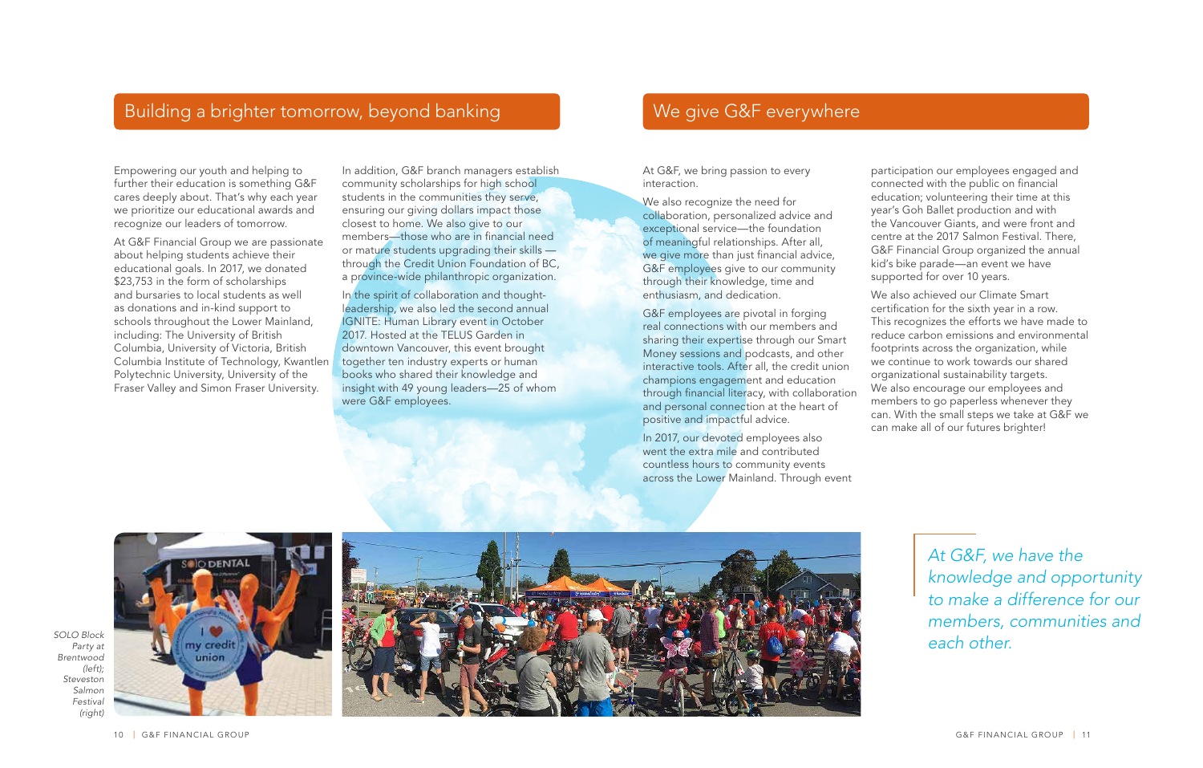## Building a brighter tomorrow, beyond banking

Empowering our youth and helping to further their education is something G&F cares deeply about. That's why each year we prioritize our educational awards and recognize our leaders of tomorrow.

At G&F Financial Group we are passionate about helping students achieve their educational goals. In 2017, we donated $23,753 in the form of scholarships and bursaries to local students as well as donations and in-kind support to schools throughout the Lower Mainland, including: The University of British Columbia, University of Victoria, British Columbia Institute of Technology, Kwantlen Polytechnic University, University of the Fraser Valley and Simon Fraser University.

In addition, G&F branch managers establish community scholarships for high school students in the communities they serve, ensuring our giving dollars impact those closest to home. We also give to our members—those who are in financial need or mature students upgrading their skills — through the Credit Union Foundation of BC, a province-wide philanthropic organization.

In the spirit of collaboration and thought-leadership, we also led the second annual IGNITE: Human Library event in October 2017. Hosted at the TELUS Garden in downtown Vancouver, this event brought together ten industry experts or human books who shared their knowledge and insight with 49 young leaders—25 of whom were G&F employees.

## We give G&F everywhere

At G&F, we bring passion to every interaction.

We also recognize the need for collaboration, personalized advice and exceptional service—the foundation of meaningful relationships. After all, we give more than just financial advice, G&F employees give to our community through their knowledge, time and enthusiasm, and dedication.

G&F employees are pivotal in forging real connections with our members and sharing their expertise through our Smart Money sessions and podcasts, and other interactive tools. After all, the credit union champions engagement and education through financial literacy, with collaboration and personal connection at the heart of positive and impactful advice.

In 2017, our devoted employees also went the extra mile and contributed countless hours to community events across the Lower Mainland. Through event participation our employees engaged and connected with the public on financial education; volunteering their time at this year's Goh Ballet production and with the Vancouver Giants, and were front and centre at the 2017 Salmon Festival. There, G&F Financial Group organized the annual kid's bike parade—an event we have supported for over 10 years.

We also achieved our Climate Smart certification for the sixth year in a row. This recognizes the efforts we have made to reduce carbon emissions and environmental footprints across the organization, while we continue to work towards our shared organizational sustainability targets. We also encourage our employees and members to go paperless whenever they can. With the small steps we take at G&F we can make all of our futures brighter!

*SOLO Block Party at Brentwood (left); Steveston Salmon Festival (right)*

*At G&F, we have the knowledge and opportunity to make a difference for our members, communities and each other.*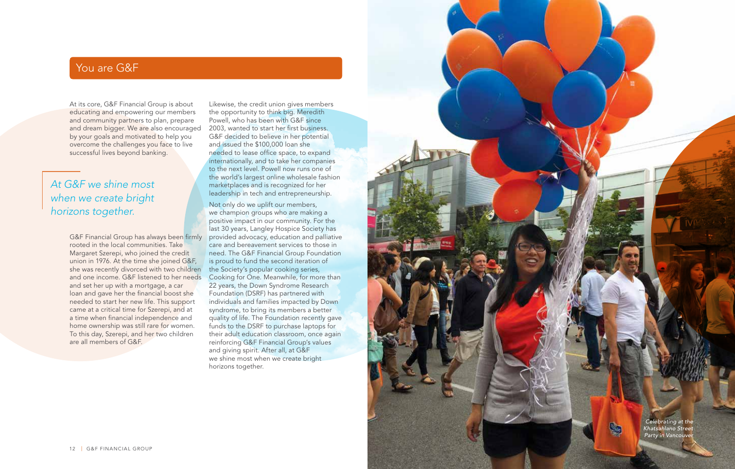## You are G&F

At its core, G&F Financial Group is about educating and empowering our members and community partners to plan, prepare and dream bigger. We are also encouraged by your goals and motivated to help you overcome the challenges you face to live successful lives beyond banking.

*At G&F we shine most when we create bright horizons together.*

G&F Financial Group has always been firmly rooted in the local communities. Take Margaret Szerepi, who joined the credit union in 1976. At the time she joined G&F, she was recently divorced with two children and one income. G&F listened to her needs and set her up with a mortgage, a car loan and gave her the financial boost she needed to start her new life. This support came at a critical time for Szerepi, and at a time when financial independence and home ownership was still rare for women. To this day, Szerepi, and her two children are all members of G&F.

Likewise, the credit union gives members the opportunity to think big. Meredith Powell, who has been with G&F since 2003, wanted to start her first business. G&F decided to believe in her potential and issued the $100,000 loan she needed to lease office space, to expand internationally, and to take her companies to the next level. Powell now runs one of the world's largest online wholesale fashion marketplaces and is recognized for her leadership in tech and entrepreneurship.

Not only do we uplift our members, we champion groups who are making a positive impact in our community. For the last 30 years, Langley Hospice Society has provided advocacy, education and palliative care and bereavement services to those in need. The G&F Financial Group Foundation is proud to fund the second iteration of the Society's popular cooking series, Cooking for One. Meanwhile, for more than 22 years, the Down Syndrome Research Foundation (DSRF) has partnered with individuals and families impacted by Down syndrome, to bring its members a better quality of life. The Foundation recently gave funds to the DSRF to purchase laptops for their adult education classroom, once again reinforcing G&F Financial Group's values and giving spirit. After all, at G&F we shine most when we create bright horizons together.

*Celebrating at the Khatsahlano Street Party in Vancouver*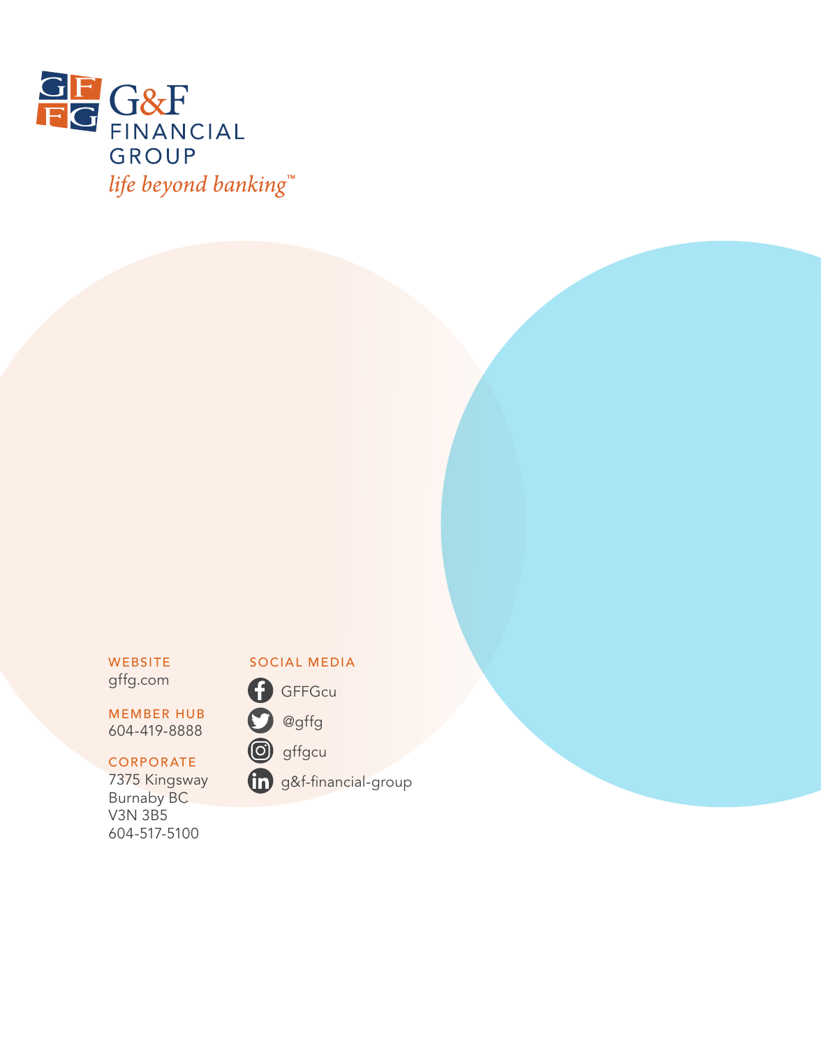G&F
FINANCIAL
GROUP
*life beyond banking™*

WEBSITE
gffg.com

MEMBER HUB
604-419-8888

CORPORATE
7375 Kingsway
Burnaby BC
V3N 3B5
604-517-5100

SOCIAL MEDIA
GFFGcu
@gffg
gffgcu
g&f-financial-group